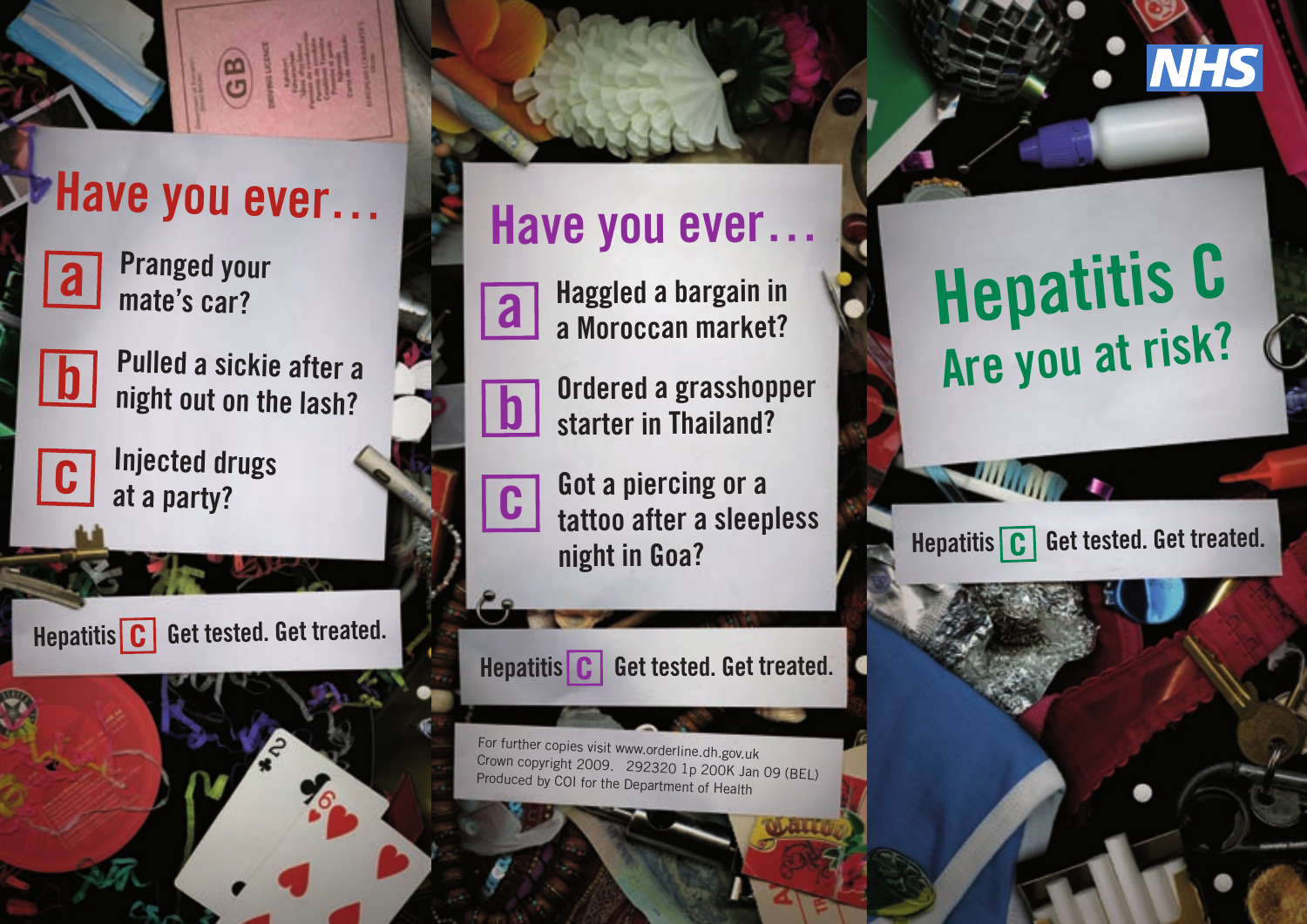## Have you ever...

**a** Pranged your mate's car?

**b** Pulled a sickie after a night out on the lash?

**c** Injected drugs at a party?

Hepatitis **C** Get tested. Get treated.

## Have you ever...

**a** Haggled a bargain in a Moroccan market?

**b** Ordered a grasshopper starter in Thailand?

**c** Got a piercing or a tattoo after a sleepless night in Goa?

Hepatitis **C** Get tested. Get treated.

For further copies visit www.orderline.dh.gov.uk
Crown copyright 2009. 292320 1p 200K Jan 09 (BEL)
Produced by COI for the Department of Health

NHS

# Hepatitis C

## Are you at risk?

Hepatitis **C** Get tested. Get treated.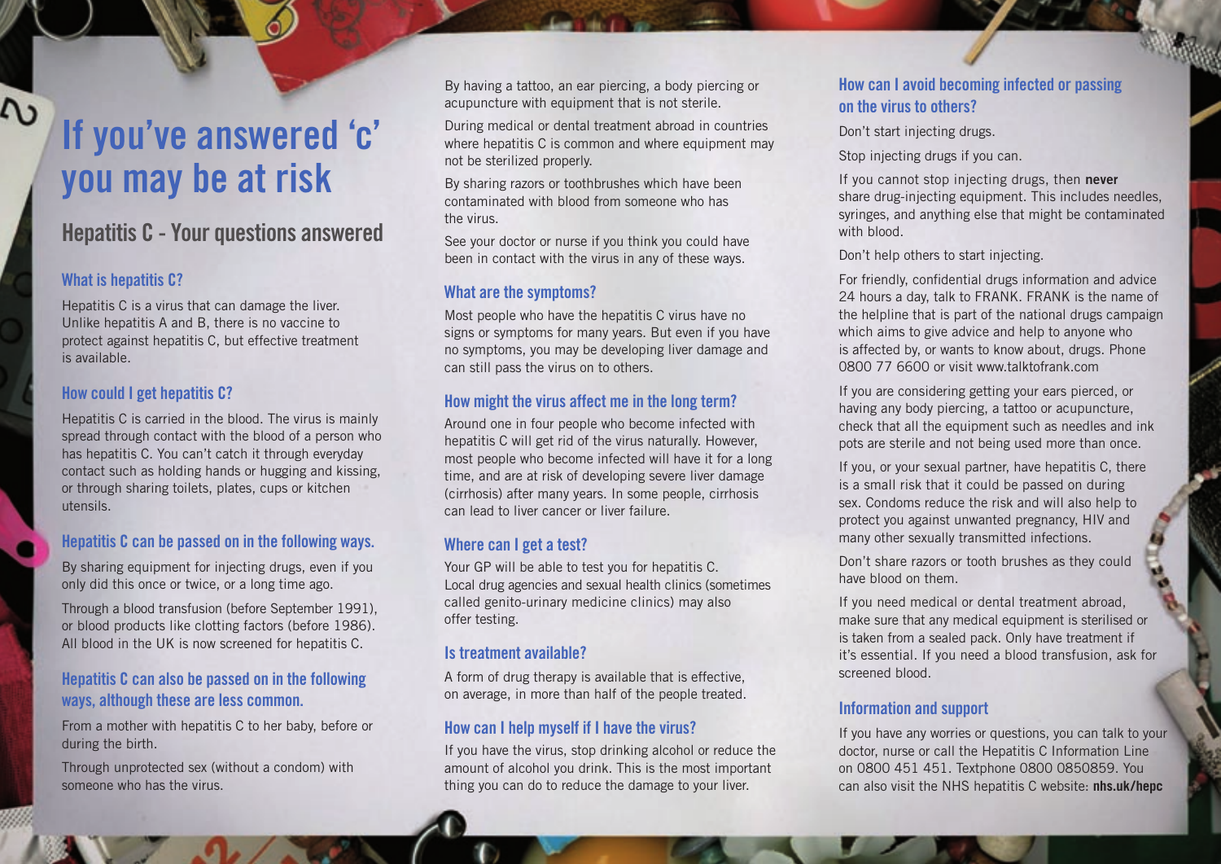# If you've answered 'c' you may be at risk

## Hepatitis C - Your questions answered

### What is hepatitis C?

Hepatitis C is a virus that can damage the liver. Unlike hepatitis A and B, there is no vaccine to protect against hepatitis C, but effective treatment is available.

### How could I get hepatitis C?

Hepatitis C is carried in the blood. The virus is mainly spread through contact with the blood of a person who has hepatitis C. You can't catch it through everyday contact such as holding hands or hugging and kissing, or through sharing toilets, plates, cups or kitchen utensils.

### Hepatitis C can be passed on in the following ways.

By sharing equipment for injecting drugs, even if you only did this once or twice, or a long time ago.

Through a blood transfusion (before September 1991), or blood products like clotting factors (before 1986). All blood in the UK is now screened for hepatitis C.

### Hepatitis C can also be passed on in the following ways, although these are less common.

From a mother with hepatitis C to her baby, before or during the birth.

Through unprotected sex (without a condom) with someone who has the virus.

By having a tattoo, an ear piercing, a body piercing or acupuncture with equipment that is not sterile.

During medical or dental treatment abroad in countries where hepatitis C is common and where equipment may not be sterilized properly.

By sharing razors or toothbrushes which have been contaminated with blood from someone who has the virus.

See your doctor or nurse if you think you could have been in contact with the virus in any of these ways.

### What are the symptoms?

Most people who have the hepatitis C virus have no signs or symptoms for many years. But even if you have no symptoms, you may be developing liver damage and can still pass the virus on to others.

### How might the virus affect me in the long term?

Around one in four people who become infected with hepatitis C will get rid of the virus naturally. However, most people who become infected will have it for a long time, and are at risk of developing severe liver damage (cirrhosis) after many years. In some people, cirrhosis can lead to liver cancer or liver failure.

### Where can I get a test?

Your GP will be able to test you for hepatitis C. Local drug agencies and sexual health clinics (sometimes called genito-urinary medicine clinics) may also offer testing.

### Is treatment available?

A form of drug therapy is available that is effective, on average, in more than half of the people treated.

### How can I help myself if I have the virus?

If you have the virus, stop drinking alcohol or reduce the amount of alcohol you drink. This is the most important thing you can do to reduce the damage to your liver.

### How can I avoid becoming infected or passing on the virus to others?

Don't start injecting drugs.

Stop injecting drugs if you can.

If you cannot stop injecting drugs, then **never** share drug-injecting equipment. This includes needles, syringes, and anything else that might be contaminated with blood.

Don't help others to start injecting.

For friendly, confidential drugs information and advice 24 hours a day, talk to FRANK. FRANK is the name of the helpline that is part of the national drugs campaign which aims to give advice and help to anyone who is affected by, or wants to know about, drugs. Phone 0800 77 6600 or visit www.talktofrank.com

If you are considering getting your ears pierced, or having any body piercing, a tattoo or acupuncture, check that all the equipment such as needles and ink pots are sterile and not being used more than once.

If you, or your sexual partner, have hepatitis C, there is a small risk that it could be passed on during sex. Condoms reduce the risk and will also help to protect you against unwanted pregnancy, HIV and many other sexually transmitted infections.

Don't share razors or tooth brushes as they could have blood on them.

If you need medical or dental treatment abroad, make sure that any medical equipment is sterilised or is taken from a sealed pack. Only have treatment if it's essential. If you need a blood transfusion, ask for screened blood.

### Information and support

If you have any worries or questions, you can talk to your doctor, nurse or call the Hepatitis C Information Line on 0800 451 451. Textphone 0800 0850859. You can also visit the NHS hepatitis C website: **nhs.uk/hepc**